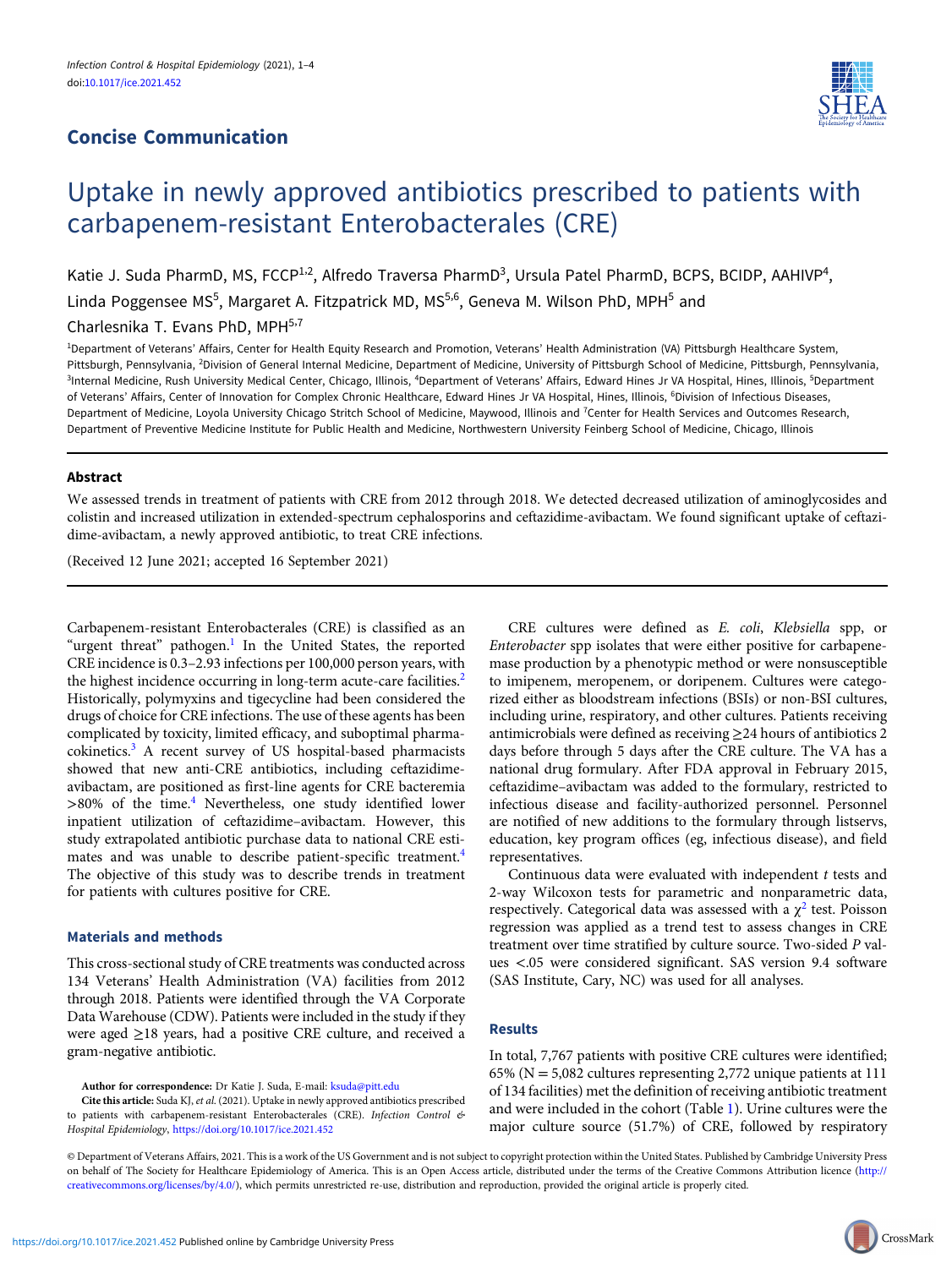## Concise Communication

# Uptake in newly approved antibiotics prescribed to patients with carbapenem-resistant Enterobacterales (CRE)

Katie J. Suda PharmD, MS, FCCP[1,2], Alfredo Traversa PharmD[3], Ursula Patel PharmD, BCPS, BCIDP, AAHIVP[4], Linda Poggensee MS[5], Margaret A. Fitzpatrick MD, MS[5,6], Geneva M. Wilson PhD, MPH[5] and Charlesnika T. Evans PhD, MPH[5,7]

[1]Department of Veterans' Affairs, Center for Health Equity Research and Promotion, Veterans' Health Administration (VA) Pittsburgh Healthcare System, Pittsburgh, Pennsylvania, [2]Division of General Internal Medicine, Department of Medicine, University of Pittsburgh School of Medicine, Pittsburgh, Pennsylvania, [3]Internal Medicine, Rush University Medical Center, Chicago, Illinois, [4]Department of Veterans' Affairs, Edward Hines Jr VA Hospital, Hines, Illinois, [5]Department of Veterans' Affairs, Center of Innovation for Complex Chronic Healthcare, Edward Hines Jr VA Hospital, Hines, Illinois, [6]Division of Infectious Diseases, Department of Medicine, Loyola University Chicago Stritch School of Medicine, Maywood, Illinois and [7]Center for Health Services and Outcomes Research, Department of Preventive Medicine Institute for Public Health and Medicine, Northwestern University Feinberg School of Medicine, Chicago, Illinois

### Abstract

We assessed trends in treatment of patients with CRE from 2012 through 2018. We detected decreased utilization of aminoglycosides and colistin and increased utilization in extended-spectrum cephalosporins and ceftazidime-avibactam. We found significant uptake of ceftazidime-avibactam, a newly approved antibiotic, to treat CRE infections.

(Received 12 June 2021; accepted 16 September 2021)

Carbapenem-resistant Enterobacterales (CRE) is classified as an "urgent threat" pathogen.[1] In the United States, the reported CRE incidence is 0.3–2.93 infections per 100,000 person years, with the highest incidence occurring in long-term acute-care facilities.[2] Historically, polymyxins and tigecycline had been considered the drugs of choice for CRE infections. The use of these agents has been complicated by toxicity, limited efficacy, and suboptimal pharmacokinetics.[3] A recent survey of US hospital-based pharmacists showed that new anti-CRE antibiotics, including ceftazidime-avibactam, are positioned as first-line agents for CRE bacteremia >80% of the time.[4] Nevertheless, one study identified lower inpatient utilization of ceftazidime–avibactam. However, this study extrapolated antibiotic purchase data to national CRE estimates and was unable to describe patient-specific treatment.[4] The objective of this study was to describe trends in treatment for patients with cultures positive for CRE.

### Materials and methods

This cross-sectional study of CRE treatments was conducted across 134 Veterans' Health Administration (VA) facilities from 2012 through 2018. Patients were identified through the VA Corporate Data Warehouse (CDW). Patients were included in the study if they were aged ≥18 years, had a positive CRE culture, and received a gram-negative antibiotic.

CRE cultures were defined as *E. coli*, *Klebsiella* spp, or *Enterobacter* spp isolates that were either positive for carbapenemase production by a phenotypic method or were nonsusceptible to imipenem, meropenem, or doripenem. Cultures were categorized either as bloodstream infections (BSIs) or non-BSI cultures, including urine, respiratory, and other cultures. Patients receiving antimicrobials were defined as receiving ≥24 hours of antibiotics 2 days before through 5 days after the CRE culture. The VA has a national drug formulary. After FDA approval in February 2015, ceftazidime–avibactam was added to the formulary, restricted to infectious disease and facility-authorized personnel. Personnel are notified of new additions to the formulary through listservs, education, key program offices (eg, infectious disease), and field representatives.

Continuous data were evaluated with independent *t* tests and 2-way Wilcoxon tests for parametric and nonparametric data, respectively. Categorical data was assessed with a $\chi^2$ test. Poisson regression was applied as a trend test to assess changes in CRE treatment over time stratified by culture source. Two-sided *P* values <.05 were considered significant. SAS version 9.4 software (SAS Institute, Cary, NC) was used for all analyses.

### Results

In total, 7,767 patients with positive CRE cultures were identified; 65% (N = 5,082 cultures representing 2,772 unique patients at 111 of 134 facilities) met the definition of receiving antibiotic treatment and were included in the cohort (Table 1). Urine cultures were the major culture source (51.7%) of CRE, followed by respiratory

**Author for correspondence:** Dr Katie J. Suda, E-mail: ksuda@pitt.edu

**Cite this article:** Suda KJ, *et al.* (2021). Uptake in newly approved antibiotics prescribed to patients with carbapenem-resistant Enterobacterales. *Infection Control & Hospital Epidemiology*, https://doi.org/10.1017/ice.2021.452

© Department of Veterans Affairs, 2021. This is a work of the US Government and is not subject to copyright protection within the United States. Published by Cambridge University Press on behalf of The Society for Healthcare Epidemiology of America. This is an Open Access article, distributed under the terms of the Creative Commons Attribution licence (http://creativecommons.org/licenses/by/4.0/), which permits unrestricted re-use, distribution and reproduction, provided the original article is properly cited.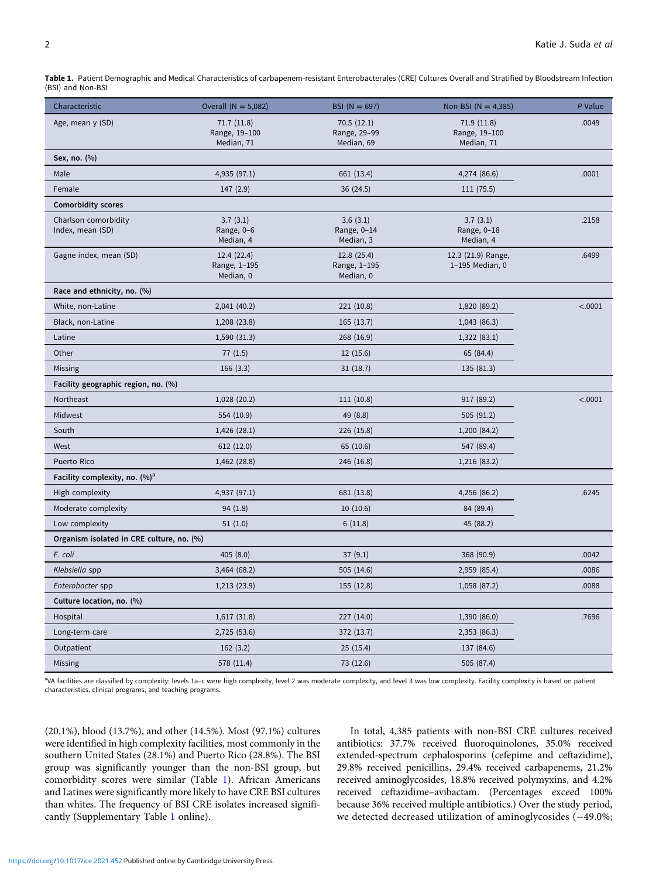**Table 1.** Patient Demographic and Medical Characteristics of carbapenem-resistant Enterobacterales (CRE) Cultures Overall and Stratified by Bloodstream Infection (BSI) and Non-BSI

| Characteristic | Overall (N = 5,082) | BSI (N = 697) | Non-BSI (N = 4,385) | *P* Value |
|---|---|---|---|---|
| Age, mean y (SD) | 71.7 (11.8) Range, 19–100 Median, 71 | 70.5 (12.1) Range, 29–99 Median, 69 | 71.9 (11.8) Range, 19–100 Median, 71 | .0049 |
| **Sex, no. (%)** | | | | |
| Male | 4,935 (97.1) | 661 (13.4) | 4,274 (86.6) | .0001 |
| Female | 147 (2.9) | 36 (24.5) | 111 (75.5) | |
| **Comorbidity scores** | | | | |
| Charlson comorbidity Index, mean (SD) | 3.7 (3.1) Range, 0–6 Median, 4 | 3.6 (3.1) Range, 0–14 Median, 3 | 3.7 (3.1) Range, 0–18 Median, 4 | .2158 |
| Gagne index, mean (SD) | 12.4 (22.4) Range, 1–195 Median, 0 | 12.8 (25.4) Range, 1–195 Median, 0 | 12.3 (21.9) Range, 1–195 Median, 0 | .6499 |
| **Race and ethnicity, no. (%)** | | | | |
| White, non-Latine | 2,041 (40.2) | 221 (10.8) | 1,820 (89.2) | <.0001 |
| Black, non-Latine | 1,208 (23.8) | 165 (13.7) | 1,043 (86.3) | |
| Latine | 1,590 (31.3) | 268 (16.9) | 1,322 (83.1) | |
| Other | 77 (1.5) | 12 (15.6) | 65 (84.4) | |
| Missing | 166 (3.3) | 31 (18.7) | 135 (81.3) | |
| **Facility geographic region, no. (%)** | | | | |
| Northeast | 1,028 (20.2) | 111 (10.8) | 917 (89.2) | <.0001 |
| Midwest | 554 (10.9) | 49 (8.8) | 505 (91.2) | |
| South | 1,426 (28.1) | 226 (15.8) | 1,200 (84.2) | |
| West | 612 (12.0) | 65 (10.6) | 547 (89.4) | |
| Puerto Rico | 1,462 (28.8) | 246 (16.8) | 1,216 (83.2) | |
| **Facility complexity, no. (%)[a]** | | | | |
| High complexity | 4,937 (97.1) | 681 (13.8) | 4,256 (86.2) | .6245 |
| Moderate complexity | 94 (1.8) | 10 (10.6) | 84 (89.4) | |
| Low complexity | 51 (1.0) | 6 (11.8) | 45 (88.2) | |
| **Organism isolated in CRE culture, no. (%)** | | | | |
| *E. coli* | 405 (8.0) | 37 (9.1) | 368 (90.9) | .0042 |
| *Klebsiella* spp | 3,464 (68.2) | 505 (14.6) | 2,959 (85.4) | .0086 |
| *Enterobacter* spp | 1,213 (23.9) | 155 (12.8) | 1,058 (87.2) | .0088 |
| **Culture location, no. (%)** | | | | |
| Hospital | 1,617 (31.8) | 227 (14.0) | 1,390 (86.0) | .7696 |
| Long-term care | 2,725 (53.6) | 372 (13.7) | 2,353 (86.3) | |
| Outpatient | 162 (3.2) | 25 (15.4) | 137 (84.6) | |
| Missing | 578 (11.4) | 73 (12.6) | 505 (87.4) | |

[a]VA facilities are classified by complexity: levels 1a–c were high complexity, level 2 was moderate complexity, and level 3 was low complexity. Facility complexity is based on patient characteristics, clinical programs, and teaching programs.

(20.1%), blood (13.7%), and other (14.5%). Most (97.1%) cultures were identified in high complexity facilities, most commonly in the southern United States (28.1%) and Puerto Rico (28.8%). The BSI group was significantly younger than the non-BSI group, but comorbidity scores were similar (Table 1). African Americans and Latines were significantly more likely to have CRE BSI cultures than whites. The frequency of BSI CRE isolates increased significantly (Supplementary Table 1 online).

In total, 4,385 patients with non-BSI CRE cultures received antibiotics: 37.7% received fluoroquinolones, 35.0% received extended-spectrum cephalosporins (cefepime and ceftazidime), 29.8% received penicillins, 29.4% received carbapenems, 21.2% received aminoglycosides, 18.8% received polymyxins, and 4.2% received ceftazidime–avibactam. (Percentages exceed 100% because 36% received multiple antibiotics.) Over the study period, we detected decreased utilization of aminoglycosides (−49.0%;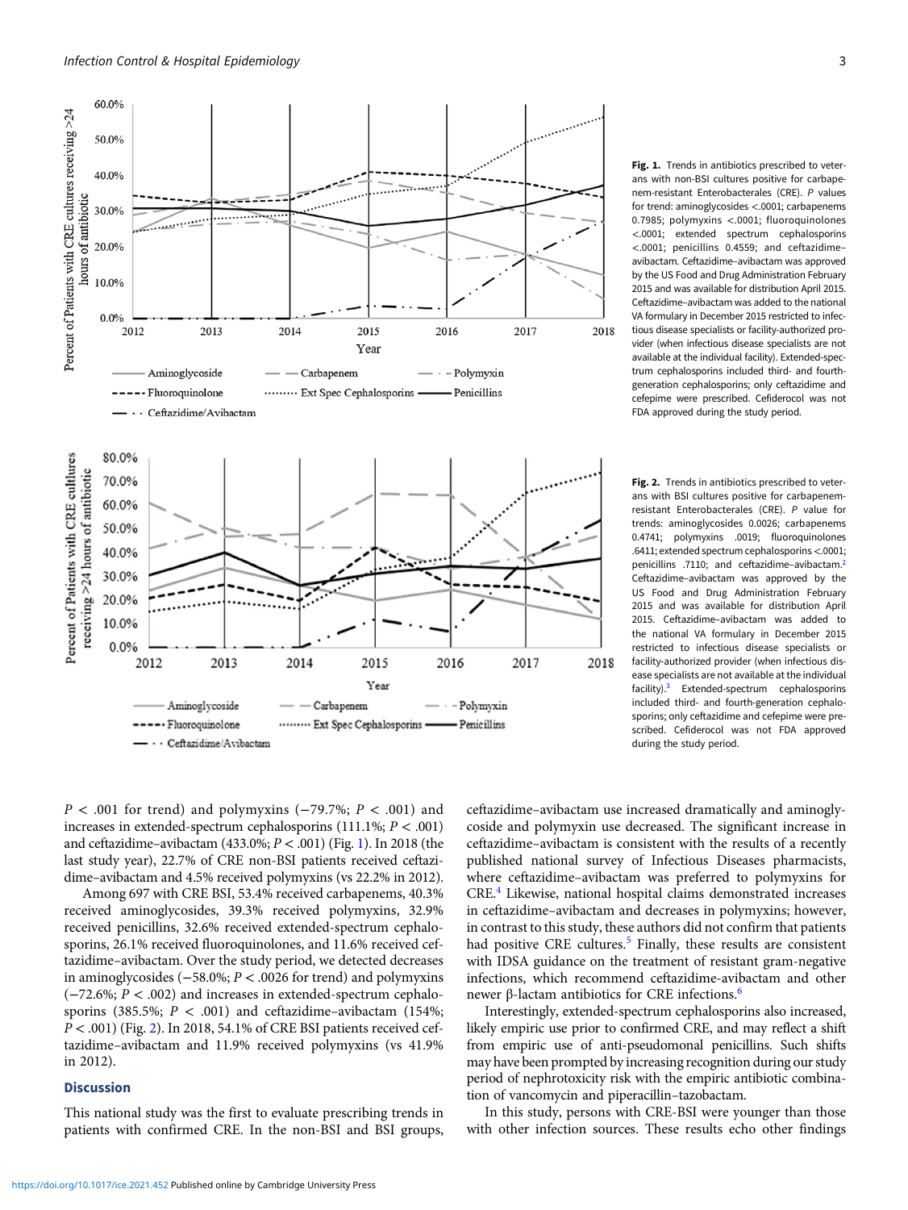Fig. 1. Trends in antibiotics prescribed to veterans with non-BSI cultures positive for carbapenem-resistant Enterobacterales (CRE). P values for trend: aminoglycosides <.0001; carbapenems 0.7985; polymyxins <.0001; fluoroquinolones <.0001; extended spectrum cephalosporins <.0001; penicillins 0.4559; and ceftazidime–avibactam. Ceftazidime–avibactam was approved by the US Food and Drug Administration February 2015 and was available for distribution April 2015. Ceftazidime–avibactam was added to the national VA formulary in December 2015 restricted to infectious disease specialists or facility-authorized provider (when infectious disease specialists are not available at the individual facility). Extended-spectrum cephalosporins included third- and fourth-generation cephalosporins; only ceftazidime and cefepime were prescribed. Cefiderocol was not FDA approved during the study period.

Fig. 2. Trends in antibiotics prescribed to veterans with BSI cultures positive for carbapenem-resistant Enterobacterales (CRE). P value for trends: aminoglycosides 0.0026; carbapenems 0.4741; polymyxins .0019; fluoroquinolones .6411; extended spectrum cephalosporins <.0001; penicillins .7110; and ceftazidime–avibactam.[2] Ceftazidime–avibactam was approved by the US Food and Drug Administration February 2015 and was available for distribution April 2015. Ceftazidime–avibactam was added to the national VA formulary in December 2015 restricted to infectious disease specialists or facility-authorized provider (when infectious disease specialists are not available at the individual facility).[3] Extended-spectrum cephalosporins included third- and fourth-generation cephalosporins; only ceftazidime and cefepime were prescribed. Cefiderocol was not FDA approved during the study period.

$P < .001$ for trend) and polymyxins (−79.7%; $P < .001$) and increases in extended-spectrum cephalosporins (111.1%; $P < .001$) and ceftazidime–avibactam (433.0%; $P < .001$) (Fig. 1). In 2018 (the last study year), 22.7% of CRE non-BSI patients received ceftazidime–avibactam and 4.5% received polymyxins (vs 22.2% in 2012).

Among 697 with CRE BSI, 53.4% received carbapenems, 40.3% received aminoglycosides, 39.3% received polymyxins, 32.9% received penicillins, 32.6% received extended-spectrum cephalosporins, 26.1% received fluoroquinolones, and 11.6% received ceftazidime–avibactam. Over the study period, we detected decreases in aminoglycosides (−58.0%; $P < .0026$ for trend) and polymyxins (−72.6%; $P < .002$) and increases in extended-spectrum cephalosporins (385.5%; $P < .001$) and ceftazidime–avibactam (154%; $P < .001$) (Fig. 2). In 2018, 54.1% of CRE BSI patients received ceftazidime–avibactam and 11.9% received polymyxins (vs 41.9% in 2012).

## Discussion

This national study was the first to evaluate prescribing trends in patients with confirmed CRE. In the non-BSI and BSI groups, ceftazidime–avibactam use increased dramatically and aminoglycoside and polymyxin use decreased. The significant increase in ceftazidime–avibactam is consistent with the results of a recently published national survey of Infectious Diseases pharmacists, where ceftazidime–avibactam was preferred to polymyxins for CRE.[4] Likewise, national hospital claims demonstrated increases in ceftazidime–avibactam and decreases in polymyxins; however, in contrast to this study, these authors did not confirm that patients had positive CRE cultures.[5] Finally, these results are consistent with IDSA guidance on the treatment of resistant gram-negative infections, which recommend ceftazidime–avibactam and other newer β-lactam antibiotics for CRE infections.[6]

Interestingly, extended-spectrum cephalosporins also increased, likely empiric use prior to confirmed CRE, and may reflect a shift from empiric use of anti-pseudomonal penicillins. Such shifts may have been prompted by increasing recognition during our study period of nephrotoxicity risk with the empiric antibiotic combination of vancomycin and piperacillin–tazobactam.

In this study, persons with CRE-BSI were younger than those with other infection sources. These results echo other findings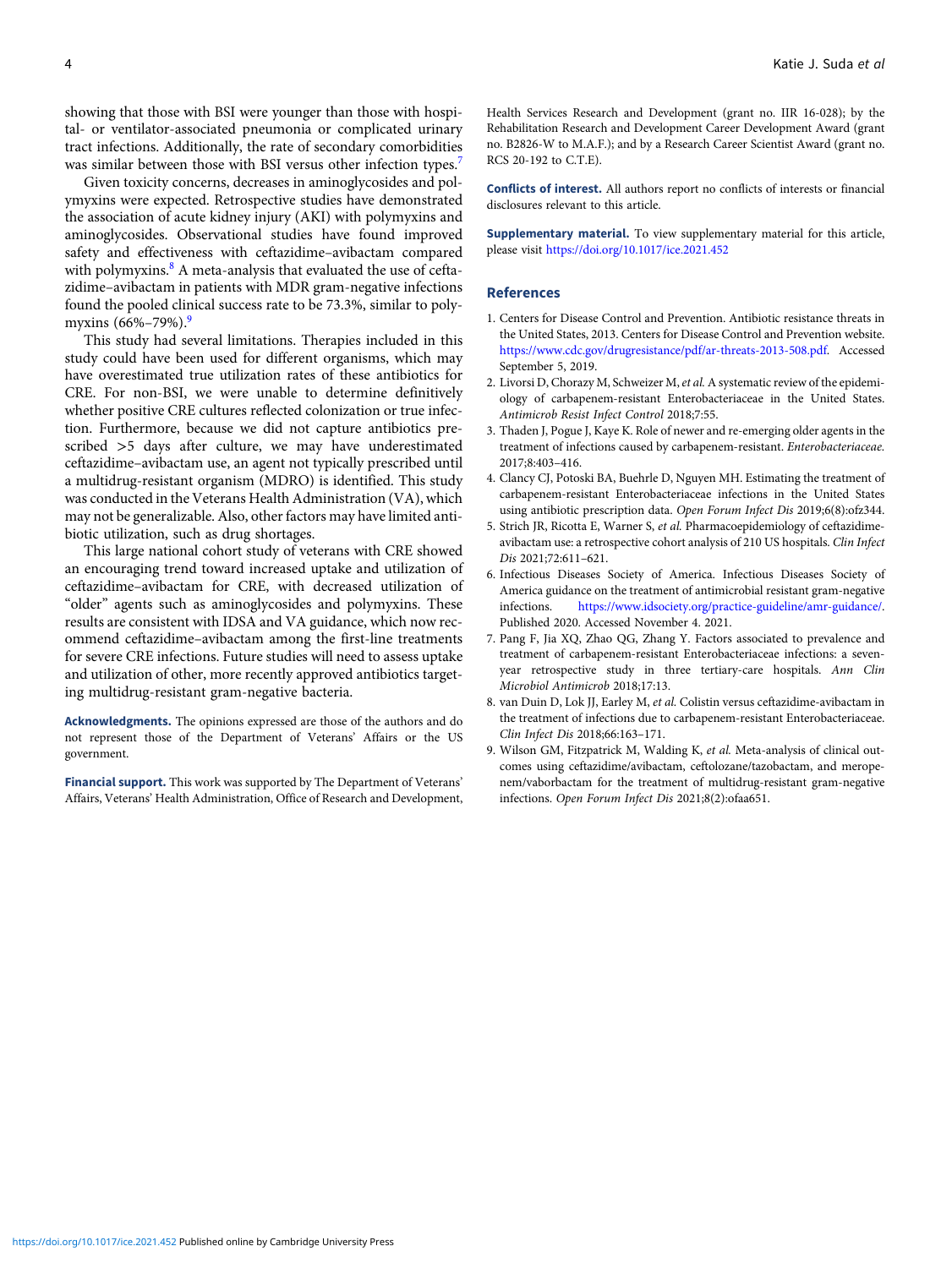showing that those with BSI were younger than those with hospital- or ventilator-associated pneumonia or complicated urinary tract infections. Additionally, the rate of secondary comorbidities was similar between those with BSI versus other infection types.[7]

Given toxicity concerns, decreases in aminoglycosides and polymyxins were expected. Retrospective studies have demonstrated the association of acute kidney injury (AKI) with polymyxins and aminoglycosides. Observational studies have found improved safety and effectiveness with ceftazidime–avibactam compared with polymyxins.[8] A meta-analysis that evaluated the use of ceftazidime–avibactam in patients with MDR gram-negative infections found the pooled clinical success rate to be 73.3%, similar to polymyxins (66%–79%).[9]

This study had several limitations. Therapies included in this study could have been used for different organisms, which may have overestimated true utilization rates of these antibiotics for CRE. For non-BSI, we were unable to determine definitively whether positive CRE cultures reflected colonization or true infection. Furthermore, because we did not capture antibiotics prescribed >5 days after culture, we may have underestimated ceftazidime–avibactam use, an agent not typically prescribed until a multidrug-resistant organism (MDRO) is identified. This study was conducted in the Veterans Health Administration (VA), which may not be generalizable. Also, other factors may have limited antibiotic utilization, such as drug shortages.

This large national cohort study of veterans with CRE showed an encouraging trend toward increased uptake and utilization of ceftazidime–avibactam for CRE, with decreased utilization of "older" agents such as aminoglycosides and polymyxins. These results are consistent with IDSA and VA guidance, which now recommend ceftazidime–avibactam among the first-line treatments for severe CRE infections. Future studies will need to assess uptake and utilization of other, more recently approved antibiotics targeting multidrug-resistant gram-negative bacteria.

**Acknowledgments.** The opinions expressed are those of the authors and do not represent those of the Department of Veterans' Affairs or the US government.

**Financial support.** This work was supported by The Department of Veterans' Affairs, Veterans' Health Administration, Office of Research and Development, Health Services Research and Development (grant no. IIR 16-028); by the Rehabilitation Research and Development Career Development Award (grant no. B2826-W to M.A.F.); and by a Research Career Scientist Award (grant no. RCS 20-192 to C.T.E).

**Conflicts of interest.** All authors report no conflicts of interests or financial disclosures relevant to this article.

**Supplementary material.** To view supplementary material for this article, please visit https://doi.org/10.1017/ice.2021.452

## References

1. Centers for Disease Control and Prevention. Antibiotic resistance threats in the United States, 2013. Centers for Disease Control and Prevention website. https://www.cdc.gov/drugresistance/pdf/ar-threats-2013-508.pdf. Accessed September 5, 2019.
2. Livorsi D, Chorazy M, Schweizer M, *et al.* A systematic review of the epidemiology of carbapenem-resistant Enterobacteriaceae in the United States. *Antimicrob Resist Infect Control* 2018;7:55.
3. Thaden J, Pogue J, Kaye K. Role of newer and re-emerging older agents in the treatment of infections caused by carbapenem-resistant. *Enterobacteriaceae.* 2017;8:403–416.
4. Clancy CJ, Potoski BA, Buehrle D, Nguyen MH. Estimating the treatment of carbapenem-resistant Enterobacteriaceae infections in the United States using antibiotic prescription data. *Open Forum Infect Dis* 2019;6(8):ofz344.
5. Strich JR, Ricotta E, Warner S, *et al.* Pharmacoepidemiology of ceftazidime-avibactam use: a retrospective cohort analysis of 210 US hospitals. *Clin Infect Dis* 2021;72:611–621.
6. Infectious Diseases Society of America. Infectious Diseases Society of America guidance on the treatment of antimicrobial resistant gram-negative infections. https://www.idsociety.org/practice-guideline/amr-guidance/. Published 2020. Accessed November 4. 2021.
7. Pang F, Jia XQ, Zhao QG, Zhang Y. Factors associated to prevalence and treatment of carbapenem-resistant Enterobacteriaceae infections: a seven-year retrospective study in three tertiary-care hospitals. *Ann Clin Microbiol Antimicrob* 2018;17:13.
8. van Duin D, Lok JJ, Earley M, *et al.* Colistin versus ceftazidime-avibactam in the treatment of infections due to carbapenem-resistant Enterobacteriaceae. *Clin Infect Dis* 2018;66:163–171.
9. Wilson GM, Fitzpatrick M, Walding K, *et al.* Meta-analysis of clinical outcomes using ceftazidime/avibactam, ceftolozane/tazobactam, and meropenem/vaborbactam for the treatment of multidrug-resistant gram-negative infections. *Open Forum Infect Dis* 2021;8(2):ofaa651.